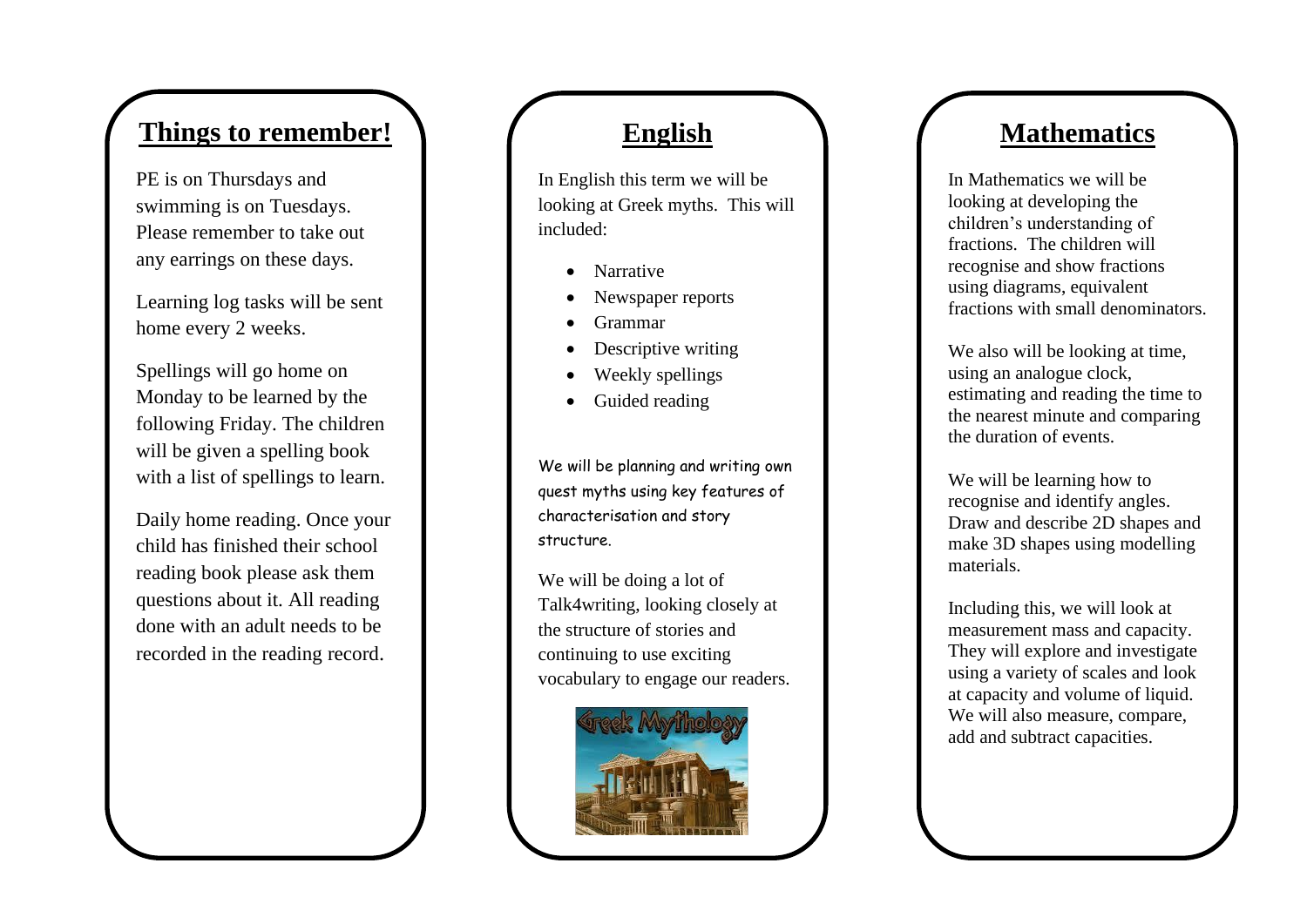## Things to remember!

PE is on Thursdays and swimming is on Tuesdays. Please remember to take out any earrings on these days.

Learning log tasks will be sent home every 2 weeks.

Spellings will go home on Monday to be learned by the following Friday. The children will be given a spelling book with a list of spellings to learn.

Daily home reading. Once your child has finished their school reading book please ask them questions about it. All reading done with an adult needs to be recorded in the reading record.

## English

In English this term we will be looking at Greek myths. This will included:

- Narrative
- Newspaper reports
- Grammar
- Descriptive writing
- Weekly spellings
- Guided reading

We will be planning and writing own quest myths using key features of characterisation and story structure.

We will be doing a lot of Talk4writing, looking closely at the structure of stories and continuing to use exciting vocabulary to engage our readers.

## Mathematics

In Mathematics we will be looking at developing the children's understanding of fractions. The children will recognise and show fractions using diagrams, equivalent fractions with small denominators.

We also will be looking at time, using an analogue clock, estimating and reading the time to the nearest minute and comparing the duration of events.

We will be learning how to recognise and identify angles. Draw and describe 2D shapes and make 3D shapes using modelling materials.

Including this, we will look at measurement mass and capacity. They will explore and investigate using a variety of scales and look at capacity and volume of liquid. We will also measure, compare, add and subtract capacities.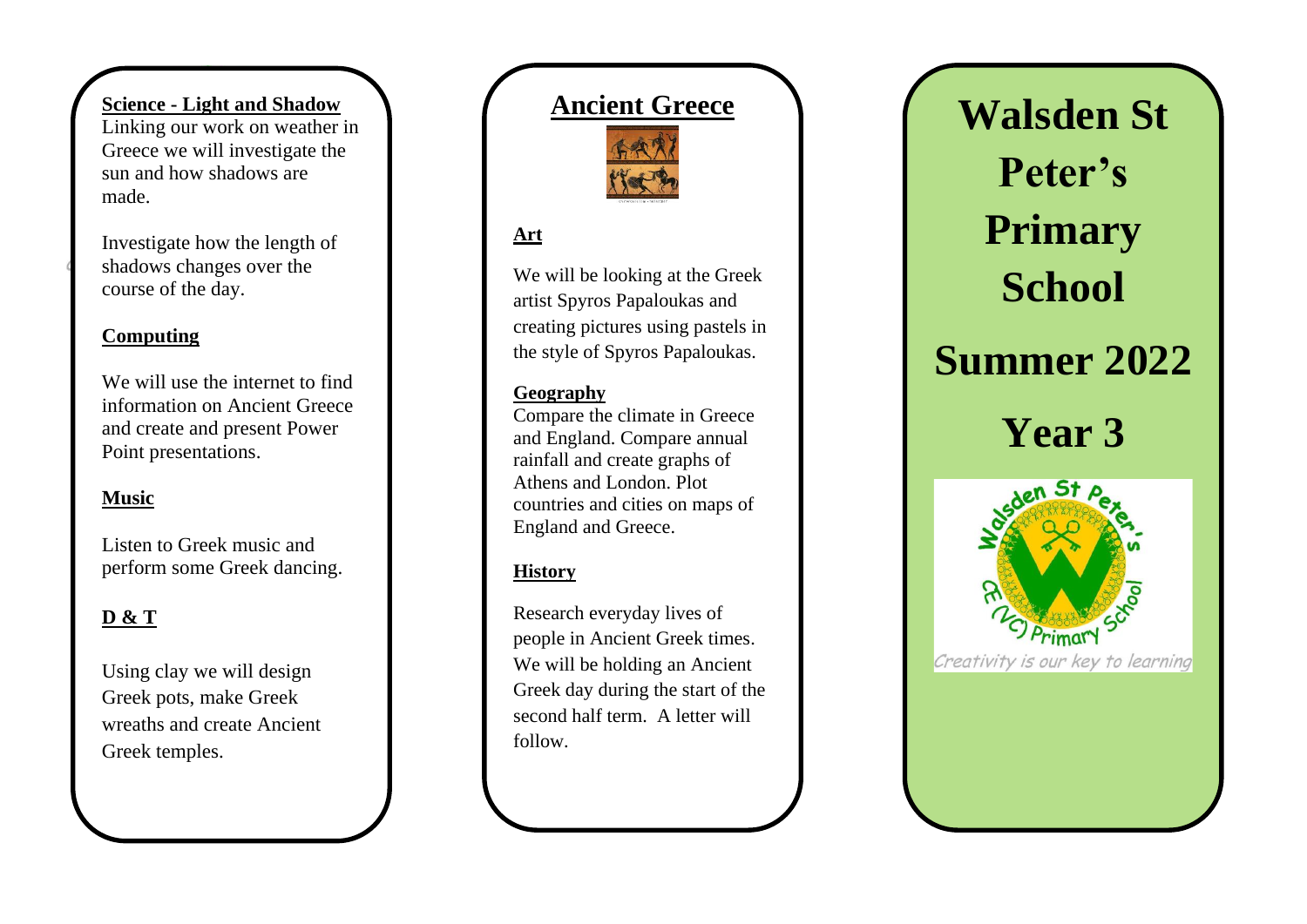**Science - Light and Shadow**

Linking our work on weather in Greece we will investigate the sun and how shadows are made.

Investigate how the length of shadows changes over the course of the day.

**Computing**

We will use the internet to find information on Ancient Greece and create and present Power Point presentations.

**Music**

Listen to Greek music and perform some Greek dancing.

**D & T**

Using clay we will design Greek pots, make Greek wreaths and create Ancient Greek temples.

# Ancient Greece

**Art**

We will be looking at the Greek artist Spyros Papaloukas and creating pictures using pastels in the style of Spyros Papaloukas.

**Geography**

Compare the climate in Greece and England. Compare annual rainfall and create graphs of Athens and London. Plot countries and cities on maps of England and Greece.

**History**

Research everyday lives of people in Ancient Greek times. We will be holding an Ancient Greek day during the start of the second half term. A letter will follow.

# Walsden St Peter's Primary School

## Summer 2022

## Year 3

Walsden St Peter's CE (VC) Primary School

*Creativity is our key to learning*